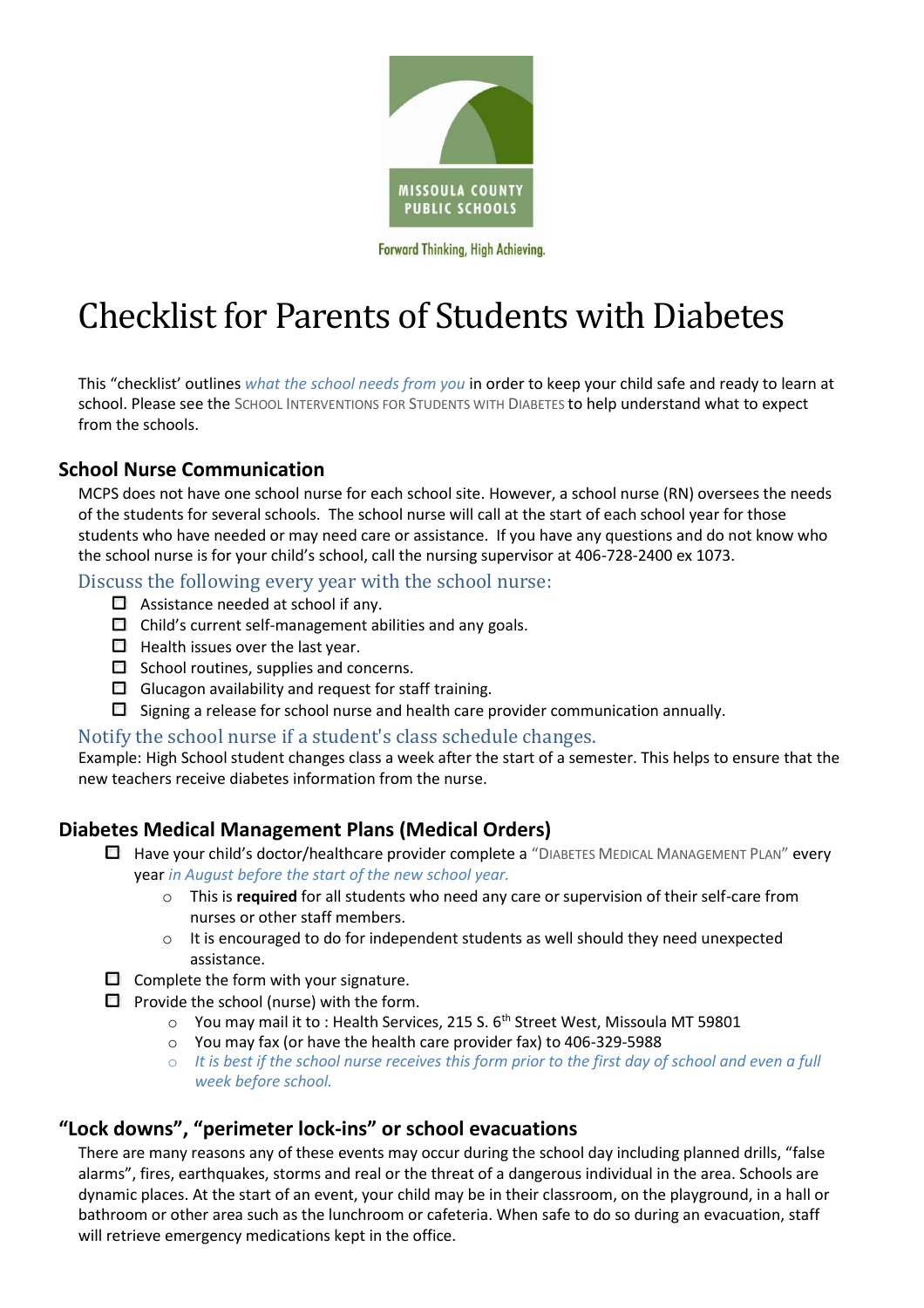MISSOULA COUNTY PUBLIC SCHOOLS

Forward Thinking, High Achieving.

# Checklist for Parents of Students with Diabetes

This "checklist' outlines *what the school needs from you* in order to keep your child safe and ready to learn at school. Please see the SCHOOL INTERVENTIONS FOR STUDENTS WITH DIABETES to help understand what to expect from the schools.

## School Nurse Communication

MCPS does not have one school nurse for each school site. However, a school nurse (RN) oversees the needs of the students for several schools. The school nurse will call at the start of each school year for those students who have needed or may need care or assistance. If you have any questions and do not know who the school nurse is for your child's school, call the nursing supervisor at 406-728-2400 ex 1073.

### Discuss the following every year with the school nurse:

- ☐ Assistance needed at school if any.
- ☐ Child's current self-management abilities and any goals.
- ☐ Health issues over the last year.
- ☐ School routines, supplies and concerns.
- ☐ Glucagon availability and request for staff training.
- ☐ Signing a release for school nurse and health care provider communication annually.

### Notify the school nurse if a student's class schedule changes.

Example: High School student changes class a week after the start of a semester. This helps to ensure that the new teachers receive diabetes information from the nurse.

## Diabetes Medical Management Plans (Medical Orders)

- ☐ Have your child's doctor/healthcare provider complete a "DIABETES MEDICAL MANAGEMENT PLAN" every year *in August before the start of the new school year.*
    - This is **required** for all students who need any care or supervision of their self-care from nurses or other staff members.
    - It is encouraged to do for independent students as well should they need unexpected assistance.
- ☐ Complete the form with your signature.
- ☐ Provide the school (nurse) with the form.
    - You may mail it to : Health Services, 215 S. 6th Street West, Missoula MT 59801
    - You may fax (or have the health care provider fax) to 406-329-5988
    - *It is best if the school nurse receives this form prior to the first day of school and even a full week before school.*

## "Lock downs", "perimeter lock-ins" or school evacuations

There are many reasons any of these events may occur during the school day including planned drills, "false alarms", fires, earthquakes, storms and real or the threat of a dangerous individual in the area. Schools are dynamic places. At the start of an event, your child may be in their classroom, on the playground, in a hall or bathroom or other area such as the lunchroom or cafeteria. When safe to do so during an evacuation, staff will retrieve emergency medications kept in the office.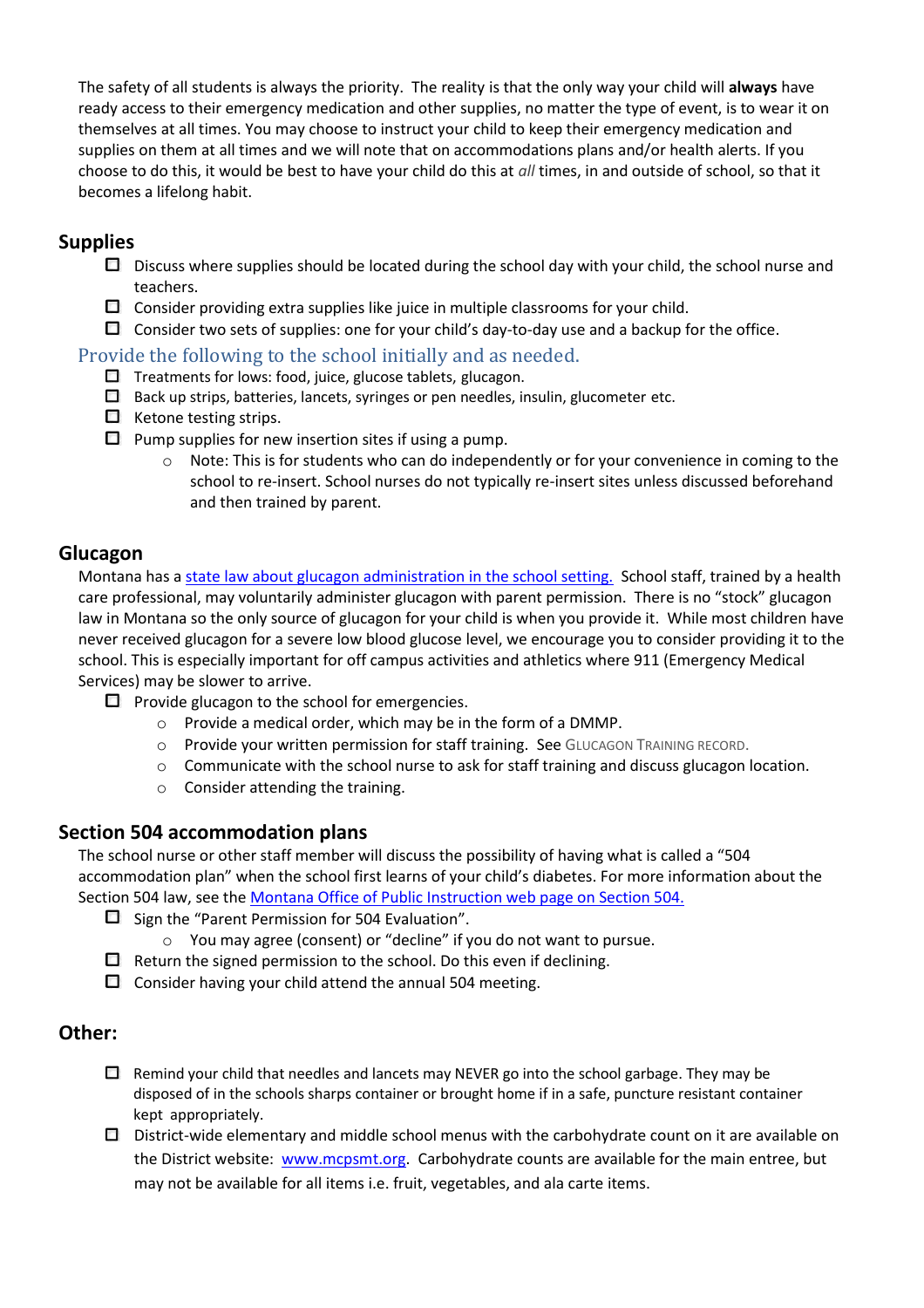The safety of all students is always the priority. The reality is that the only way your child will **always** have ready access to their emergency medication and other supplies, no matter the type of event, is to wear it on themselves at all times. You may choose to instruct your child to keep their emergency medication and supplies on them at all times and we will note that on accommodations plans and/or health alerts. If you choose to do this, it would be best to have your child do this at *all* times, in and outside of school, so that it becomes a lifelong habit.

## Supplies

- ☐ Discuss where supplies should be located during the school day with your child, the school nurse and teachers.
- ☐ Consider providing extra supplies like juice in multiple classrooms for your child.
- ☐ Consider two sets of supplies: one for your child's day-to-day use and a backup for the office.

### Provide the following to the school initially and as needed.

- ☐ Treatments for lows: food, juice, glucose tablets, glucagon.
- ☐ Back up strips, batteries, lancets, syringes or pen needles, insulin, glucometer etc.
- ☐ Ketone testing strips.
- ☐ Pump supplies for new insertion sites if using a pump.
  - Note: This is for students who can do independently or for your convenience in coming to the school to re-insert. School nurses do not typically re-insert sites unless discussed beforehand and then trained by parent.

## Glucagon

Montana has a state law about glucagon administration in the school setting. School staff, trained by a health care professional, may voluntarily administer glucagon with parent permission. There is no "stock" glucagon law in Montana so the only source of glucagon for your child is when you provide it. While most children have never received glucagon for a severe low blood glucose level, we encourage you to consider providing it to the school. This is especially important for off campus activities and athletics where 911 (Emergency Medical Services) may be slower to arrive.

- ☐ Provide glucagon to the school for emergencies.
  - Provide a medical order, which may be in the form of a DMMP.
  - Provide your written permission for staff training. See GLUCAGON TRAINING RECORD.
  - Communicate with the school nurse to ask for staff training and discuss glucagon location.
  - Consider attending the training.

## Section 504 accommodation plans

The school nurse or other staff member will discuss the possibility of having what is called a "504 accommodation plan" when the school first learns of your child's diabetes. For more information about the Section 504 law, see the Montana Office of Public Instruction web page on Section 504.

- ☐ Sign the "Parent Permission for 504 Evaluation".
  - You may agree (consent) or "decline" if you do not want to pursue.
- ☐ Return the signed permission to the school. Do this even if declining.
- ☐ Consider having your child attend the annual 504 meeting.

## Other:

- ☐ Remind your child that needles and lancets may NEVER go into the school garbage. They may be disposed of in the schools sharps container or brought home if in a safe, puncture resistant container kept appropriately.
- ☐ District-wide elementary and middle school menus with the carbohydrate count on it are available on the District website: www.mcpsmt.org. Carbohydrate counts are available for the main entree, but may not be available for all items i.e. fruit, vegetables, and ala carte items.